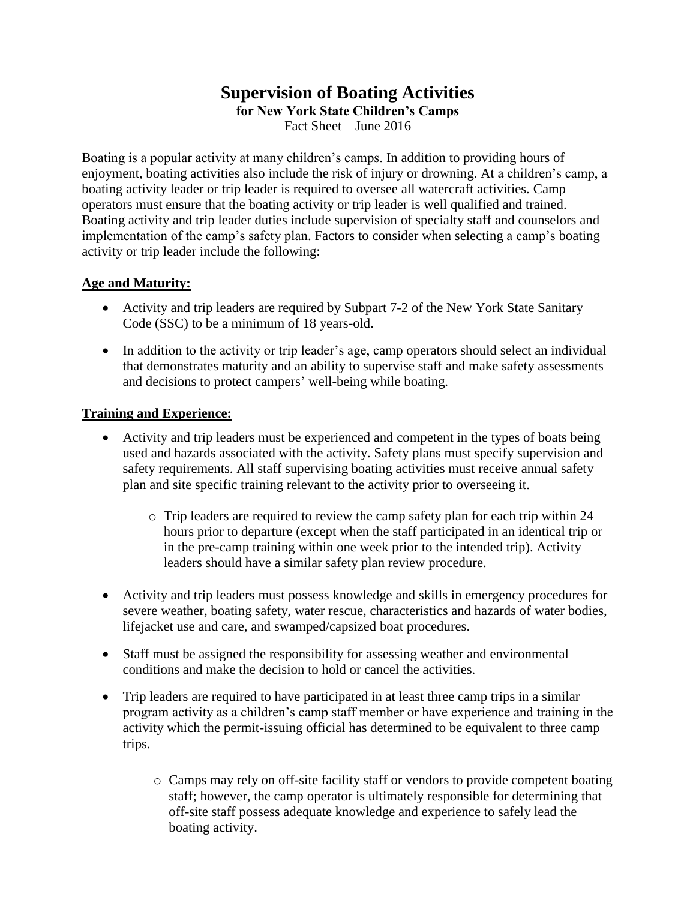# Supervision of Boating Activities

**for New York State Children's Camps**

Fact Sheet – June 2016

Boating is a popular activity at many children's camps. In addition to providing hours of enjoyment, boating activities also include the risk of injury or drowning. At a children's camp, a boating activity leader or trip leader is required to oversee all watercraft activities. Camp operators must ensure that the boating activity or trip leader is well qualified and trained. Boating activity and trip leader duties include supervision of specialty staff and counselors and implementation of the camp's safety plan. Factors to consider when selecting a camp's boating activity or trip leader include the following:

## Age and Maturity:

- Activity and trip leaders are required by Subpart 7-2 of the New York State Sanitary Code (SSC) to be a minimum of 18 years-old.
- In addition to the activity or trip leader's age, camp operators should select an individual that demonstrates maturity and an ability to supervise staff and make safety assessments and decisions to protect campers' well-being while boating.

## Training and Experience:

- Activity and trip leaders must be experienced and competent in the types of boats being used and hazards associated with the activity. Safety plans must specify supervision and safety requirements. All staff supervising boating activities must receive annual safety plan and site specific training relevant to the activity prior to overseeing it.
  - Trip leaders are required to review the camp safety plan for each trip within 24 hours prior to departure (except when the staff participated in an identical trip or in the pre-camp training within one week prior to the intended trip). Activity leaders should have a similar safety plan review procedure.
- Activity and trip leaders must possess knowledge and skills in emergency procedures for severe weather, boating safety, water rescue, characteristics and hazards of water bodies, lifejacket use and care, and swamped/capsized boat procedures.
- Staff must be assigned the responsibility for assessing weather and environmental conditions and make the decision to hold or cancel the activities.
- Trip leaders are required to have participated in at least three camp trips in a similar program activity as a children's camp staff member or have experience and training in the activity which the permit-issuing official has determined to be equivalent to three camp trips.
  - Camps may rely on off-site facility staff or vendors to provide competent boating staff; however, the camp operator is ultimately responsible for determining that off-site staff possess adequate knowledge and experience to safely lead the boating activity.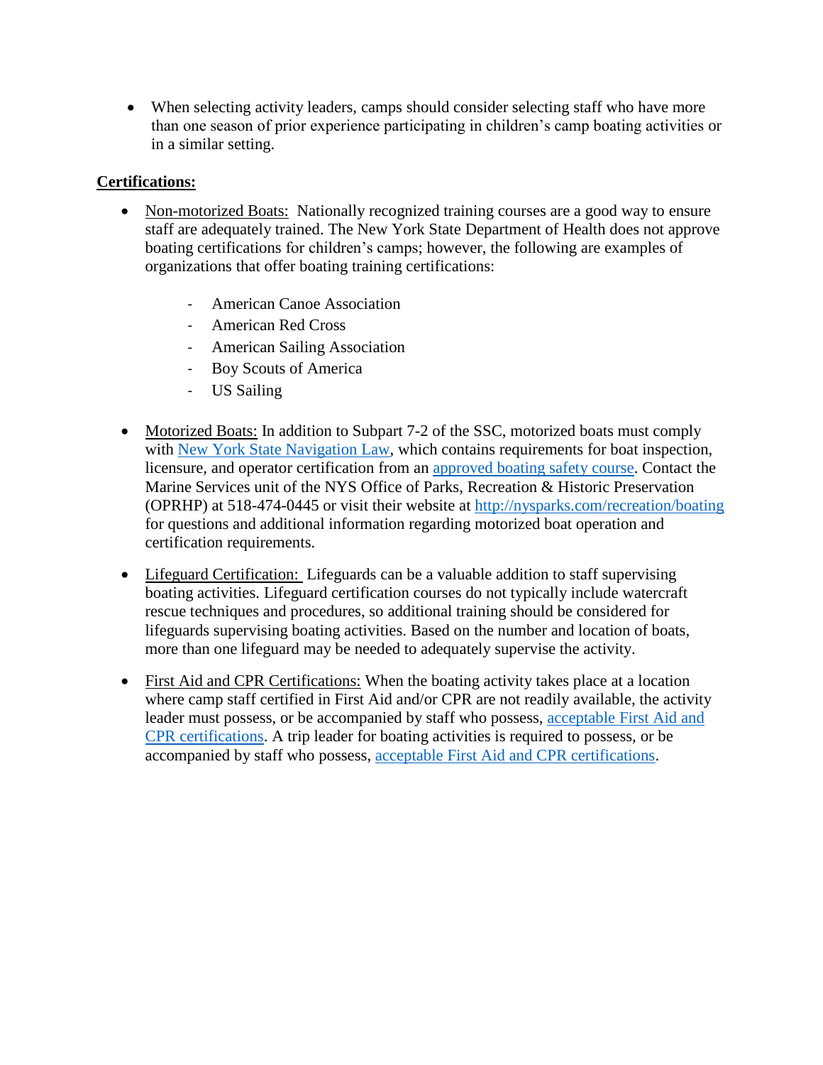- When selecting activity leaders, camps should consider selecting staff who have more than one season of prior experience participating in children's camp boating activities or in a similar setting.

**Certifications:**

- Non-motorized Boats: Nationally recognized training courses are a good way to ensure staff are adequately trained. The New York State Department of Health does not approve boating certifications for children's camps; however, the following are examples of organizations that offer boating training certifications:

  - American Canoe Association
  - American Red Cross
  - American Sailing Association
  - Boy Scouts of America
  - US Sailing

- Motorized Boats: In addition to Subpart 7-2 of the SSC, motorized boats must comply with New York State Navigation Law, which contains requirements for boat inspection, licensure, and operator certification from an approved boating safety course. Contact the Marine Services unit of the NYS Office of Parks, Recreation & Historic Preservation (OPRHP) at 518-474-0445 or visit their website at http://nysparks.com/recreation/boating for questions and additional information regarding motorized boat operation and certification requirements.

- Lifeguard Certification: Lifeguards can be a valuable addition to staff supervising boating activities. Lifeguard certification courses do not typically include watercraft rescue techniques and procedures, so additional training should be considered for lifeguards supervising boating activities. Based on the number and location of boats, more than one lifeguard may be needed to adequately supervise the activity.

- First Aid and CPR Certifications: When the boating activity takes place at a location where camp staff certified in First Aid and/or CPR are not readily available, the activity leader must possess, or be accompanied by staff who possess, acceptable First Aid and CPR certifications. A trip leader for boating activities is required to possess, or be accompanied by staff who possess, acceptable First Aid and CPR certifications.